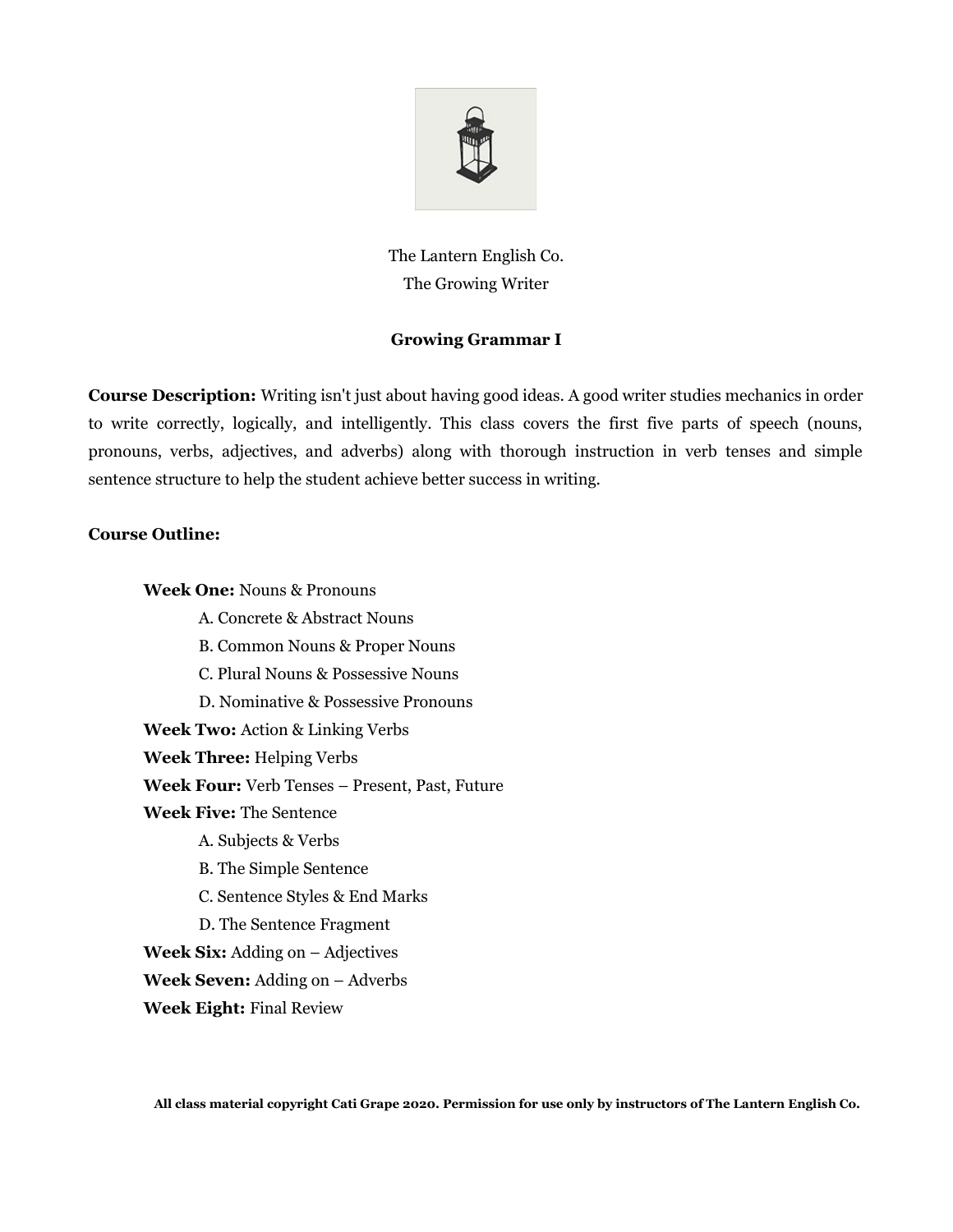The Lantern English Co.
The Growing Writer

## Growing Grammar I

**Course Description:** Writing isn't just about having good ideas. A good writer studies mechanics in order to write correctly, logically, and intelligently. This class covers the first five parts of speech (nouns, pronouns, verbs, adjectives, and adverbs) along with thorough instruction in verb tenses and simple sentence structure to help the student achieve better success in writing.

**Course Outline:**

**Week One:** Nouns & Pronouns
- A. Concrete & Abstract Nouns
- B. Common Nouns & Proper Nouns
- C. Plural Nouns & Possessive Nouns
- D. Nominative & Possessive Pronouns

**Week Two:** Action & Linking Verbs

**Week Three:** Helping Verbs

**Week Four:** Verb Tenses – Present, Past, Future

**Week Five:** The Sentence
- A. Subjects & Verbs
- B. The Simple Sentence
- C. Sentence Styles & End Marks
- D. The Sentence Fragment

**Week Six:** Adding on – Adjectives

**Week Seven:** Adding on – Adverbs

**Week Eight:** Final Review

**All class material copyright Cati Grape 2020. Permission for use only by instructors of The Lantern English Co.**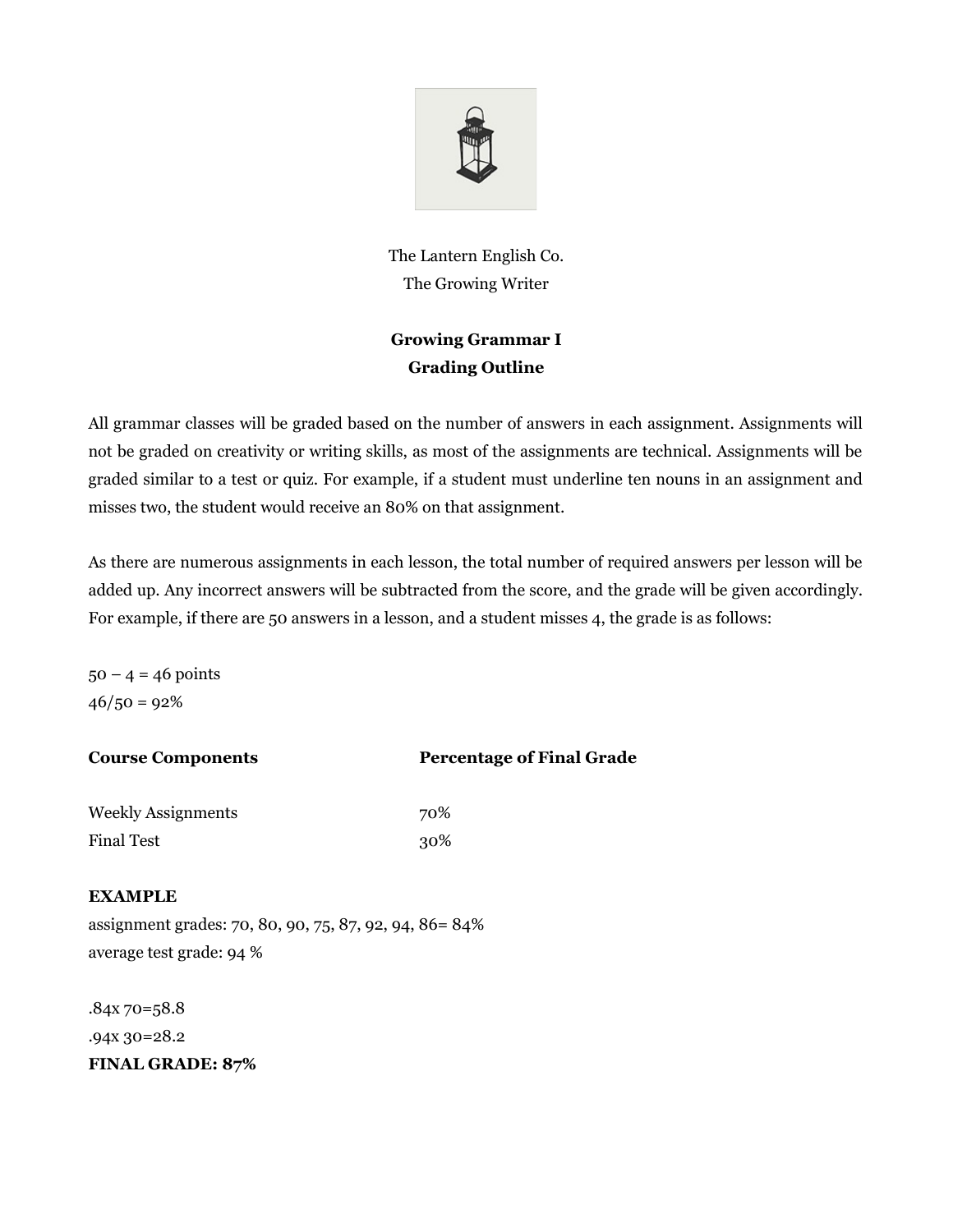The Lantern English Co.
The Growing Writer

**Growing Grammar I**
**Grading Outline**

All grammar classes will be graded based on the number of answers in each assignment. Assignments will not be graded on creativity or writing skills, as most of the assignments are technical. Assignments will be graded similar to a test or quiz. For example, if a student must underline ten nouns in an assignment and misses two, the student would receive an 80% on that assignment.

As there are numerous assignments in each lesson, the total number of required answers per lesson will be added up. Any incorrect answers will be subtracted from the score, and the grade will be given accordingly. For example, if there are 50 answers in a lesson, and a student misses 4, the grade is as follows:

50 – 4 = 46 points
46/50 = 92%

| **Course Components** | **Percentage of Final Grade** |
|---|---|
| Weekly Assignments | 70% |
| Final Test | 30% |

**EXAMPLE**
assignment grades: 70, 80, 90, 75, 87, 92, 94, 86= 84%
average test grade: 94 %

.84x 70=58.8
.94x 30=28.2
**FINAL GRADE: 87%**